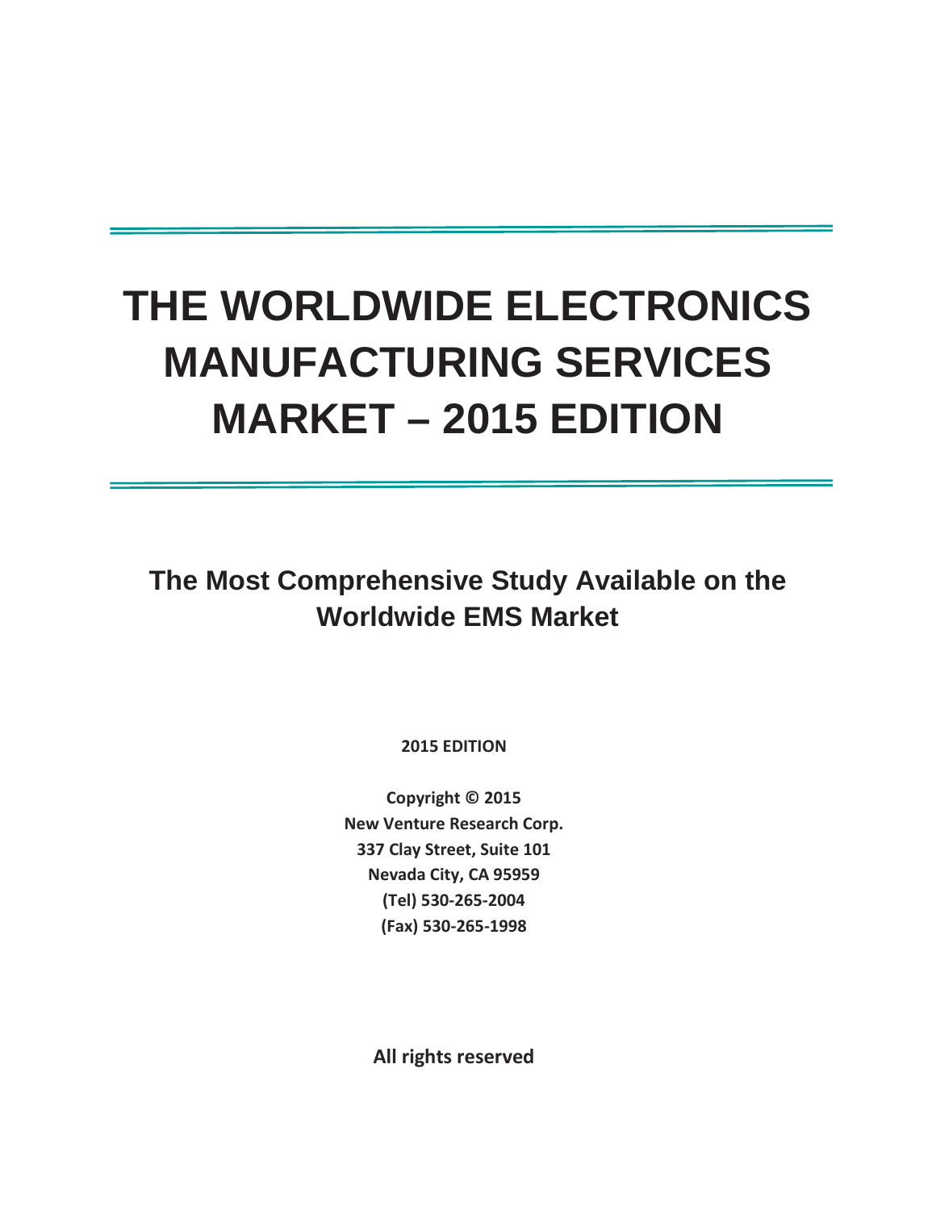# THE WORLDWIDE ELECTRONICS MANUFACTURING SERVICES MARKET – 2015 EDITION

## The Most Comprehensive Study Available on the Worldwide EMS Market

**2015 EDITION**

**Copyright © 2015**
**New Venture Research Corp.**
**337 Clay Street, Suite 101**
**Nevada City, CA 95959**
**(Tel) 530-265-2004**
**(Fax) 530-265-1998**

**All rights reserved**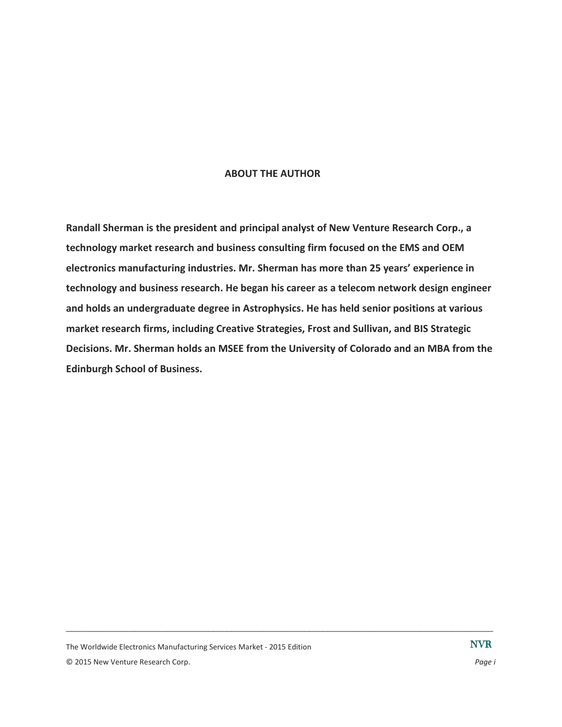## ABOUT THE AUTHOR

**Randall Sherman is the president and principal analyst of New Venture Research Corp., a technology market research and business consulting firm focused on the EMS and OEM electronics manufacturing industries. Mr. Sherman has more than 25 years' experience in technology and business research. He began his career as a telecom network design engineer and holds an undergraduate degree in Astrophysics. He has held senior positions at various market research firms, including Creative Strategies, Frost and Sullivan, and BIS Strategic Decisions. Mr. Sherman holds an MSEE from the University of Colorado and an MBA from the Edinburgh School of Business.**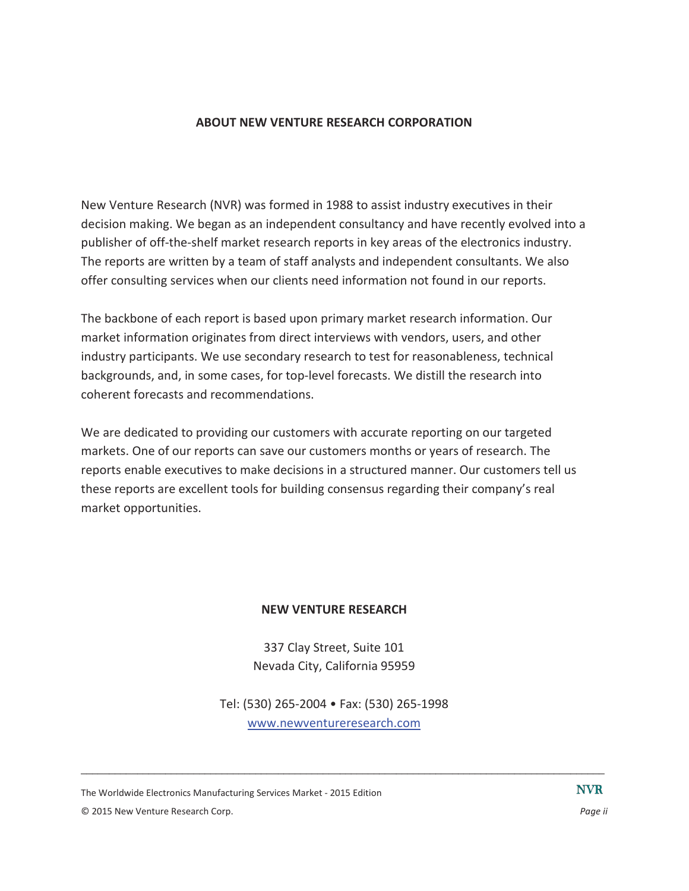## ABOUT NEW VENTURE RESEARCH CORPORATION

New Venture Research (NVR) was formed in 1988 to assist industry executives in their decision making. We began as an independent consultancy and have recently evolved into a publisher of off-the-shelf market research reports in key areas of the electronics industry. The reports are written by a team of staff analysts and independent consultants. We also offer consulting services when our clients need information not found in our reports.

The backbone of each report is based upon primary market research information. Our market information originates from direct interviews with vendors, users, and other industry participants. We use secondary research to test for reasonableness, technical backgrounds, and, in some cases, for top-level forecasts. We distill the research into coherent forecasts and recommendations.

We are dedicated to providing our customers with accurate reporting on our targeted markets. One of our reports can save our customers months or years of research. The reports enable executives to make decisions in a structured manner. Our customers tell us these reports are excellent tools for building consensus regarding their company's real market opportunities.

**NEW VENTURE RESEARCH**

337 Clay Street, Suite 101
Nevada City, California 95959

Tel: (530) 265-2004 • Fax: (530) 265-1998
www.newventureresearch.com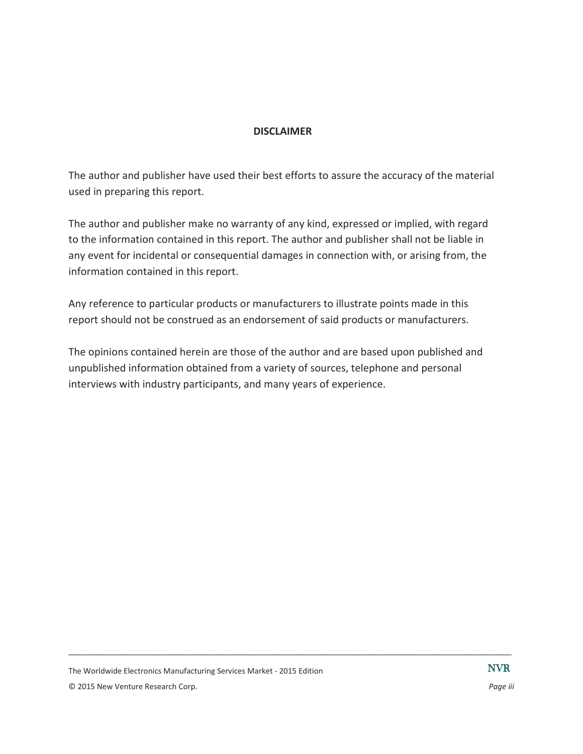## DISCLAIMER

The author and publisher have used their best efforts to assure the accuracy of the material used in preparing this report.

The author and publisher make no warranty of any kind, expressed or implied, with regard to the information contained in this report. The author and publisher shall not be liable in any event for incidental or consequential damages in connection with, or arising from, the information contained in this report.

Any reference to particular products or manufacturers to illustrate points made in this report should not be construed as an endorsement of said products or manufacturers.

The opinions contained herein are those of the author and are based upon published and unpublished information obtained from a variety of sources, telephone and personal interviews with industry participants, and many years of experience.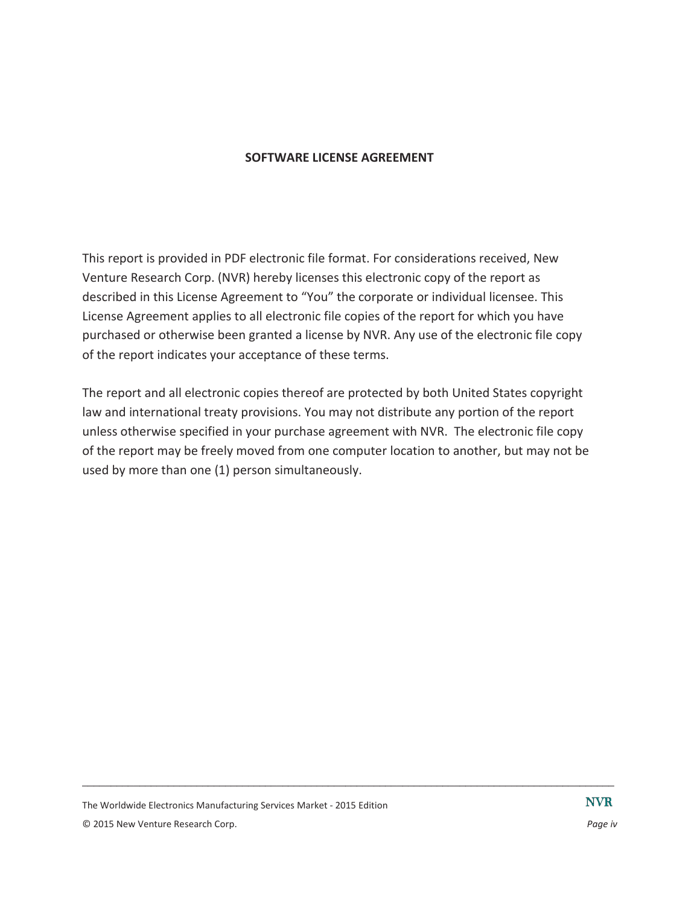## SOFTWARE LICENSE AGREEMENT

This report is provided in PDF electronic file format. For considerations received, New Venture Research Corp. (NVR) hereby licenses this electronic copy of the report as described in this License Agreement to "You" the corporate or individual licensee. This License Agreement applies to all electronic file copies of the report for which you have purchased or otherwise been granted a license by NVR. Any use of the electronic file copy of the report indicates your acceptance of these terms.

The report and all electronic copies thereof are protected by both United States copyright law and international treaty provisions. You may not distribute any portion of the report unless otherwise specified in your purchase agreement with NVR. The electronic file copy of the report may be freely moved from one computer location to another, but may not be used by more than one (1) person simultaneously.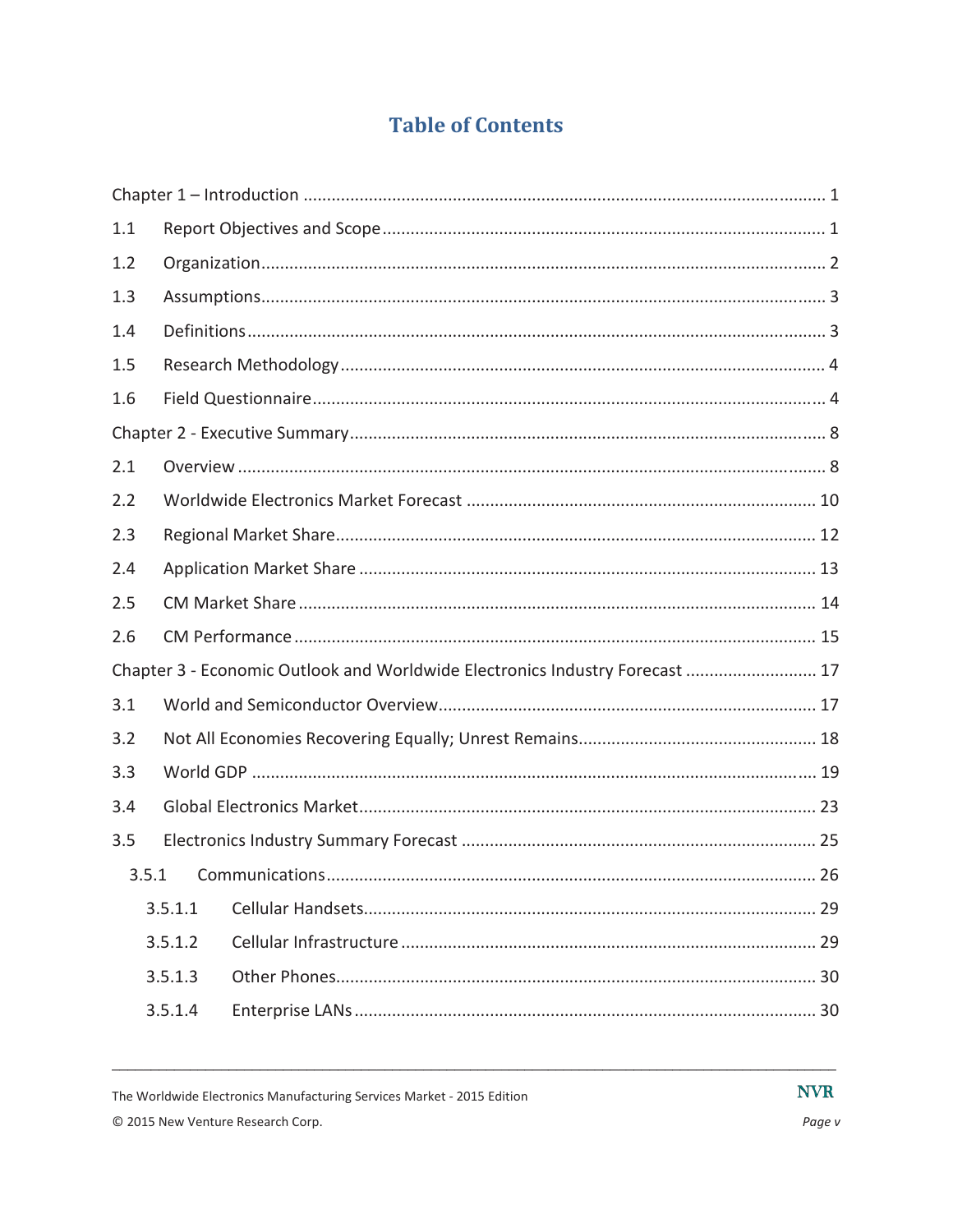# Table of Contents

Chapter 1 – Introduction ........................................................................................................ 1

1.1 Report Objectives and Scope ........................................................................................ 1

1.2 Organization .................................................................................................................. 2

1.3 Assumptions .................................................................................................................. 3

1.4 Definitions ..................................................................................................................... 3

1.5 Research Methodology .................................................................................................. 4

1.6 Field Questionnaire ........................................................................................................ 4

Chapter 2 - Executive Summary .............................................................................................. 8

2.1 Overview ........................................................................................................................ 8

2.2 Worldwide Electronics Market Forecast ...................................................................... 10

2.3 Regional Market Share .................................................................................................. 12

2.4 Application Market Share ............................................................................................. 13

2.5 CM Market Share .......................................................................................................... 14

2.6 CM Performance ........................................................................................................... 15

Chapter 3 - Economic Outlook and Worldwide Electronics Industry Forecast ......................... 17

3.1 World and Semiconductor Overview ............................................................................ 17

3.2 Not All Economies Recovering Equally; Unrest Remains ............................................... 18

3.3 World GDP .................................................................................................................... 19

3.4 Global Electronics Market ............................................................................................. 23

3.5 Electronics Industry Summary Forecast ....................................................................... 25

3.5.1 Communications ........................................................................................................ 26

3.5.1.1 Cellular Handsets .................................................................................................... 29

3.5.1.2 Cellular Infrastructure ............................................................................................. 29

3.5.1.3 Other Phones ........................................................................................................... 30

3.5.1.4 Enterprise LANs ....................................................................................................... 30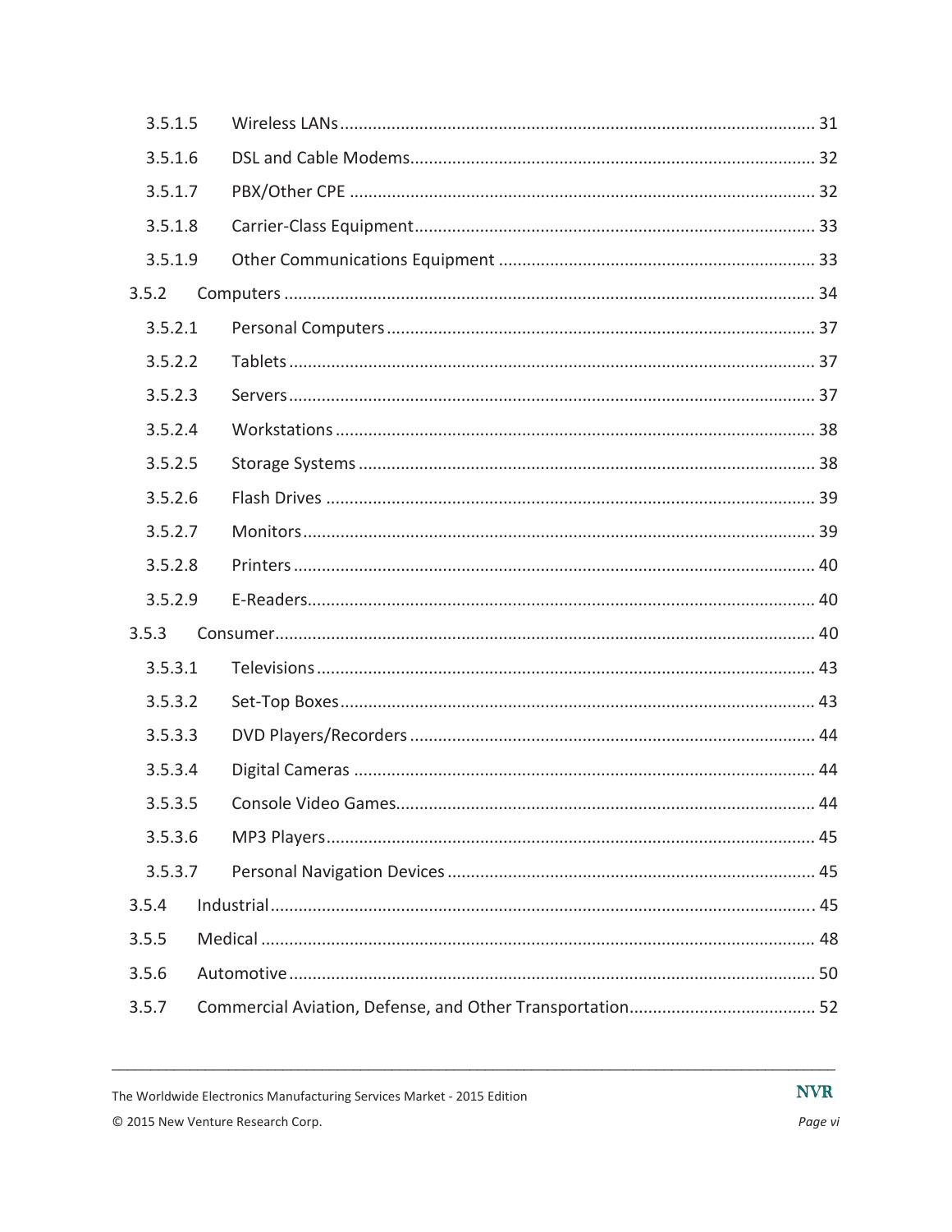- 3.5.1.5 Wireless LANs ........ 31
- 3.5.1.6 DSL and Cable Modems ........ 32
- 3.5.1.7 PBX/Other CPE ........ 32
- 3.5.1.8 Carrier-Class Equipment ........ 33
- 3.5.1.9 Other Communications Equipment ........ 33
- 3.5.2 Computers ........ 34
  - 3.5.2.1 Personal Computers ........ 37
  - 3.5.2.2 Tablets ........ 37
  - 3.5.2.3 Servers ........ 37
  - 3.5.2.4 Workstations ........ 38
  - 3.5.2.5 Storage Systems ........ 38
  - 3.5.2.6 Flash Drives ........ 39
  - 3.5.2.7 Monitors ........ 39
  - 3.5.2.8 Printers ........ 40
  - 3.5.2.9 E-Readers ........ 40
- 3.5.3 Consumer ........ 40
  - 3.5.3.1 Televisions ........ 43
  - 3.5.3.2 Set-Top Boxes ........ 43
  - 3.5.3.3 DVD Players/Recorders ........ 44
  - 3.5.3.4 Digital Cameras ........ 44
  - 3.5.3.5 Console Video Games ........ 44
  - 3.5.3.6 MP3 Players ........ 45
  - 3.5.3.7 Personal Navigation Devices ........ 45
- 3.5.4 Industrial ........ 45
- 3.5.5 Medical ........ 48
- 3.5.6 Automotive ........ 50
- 3.5.7 Commercial Aviation, Defense, and Other Transportation ........ 52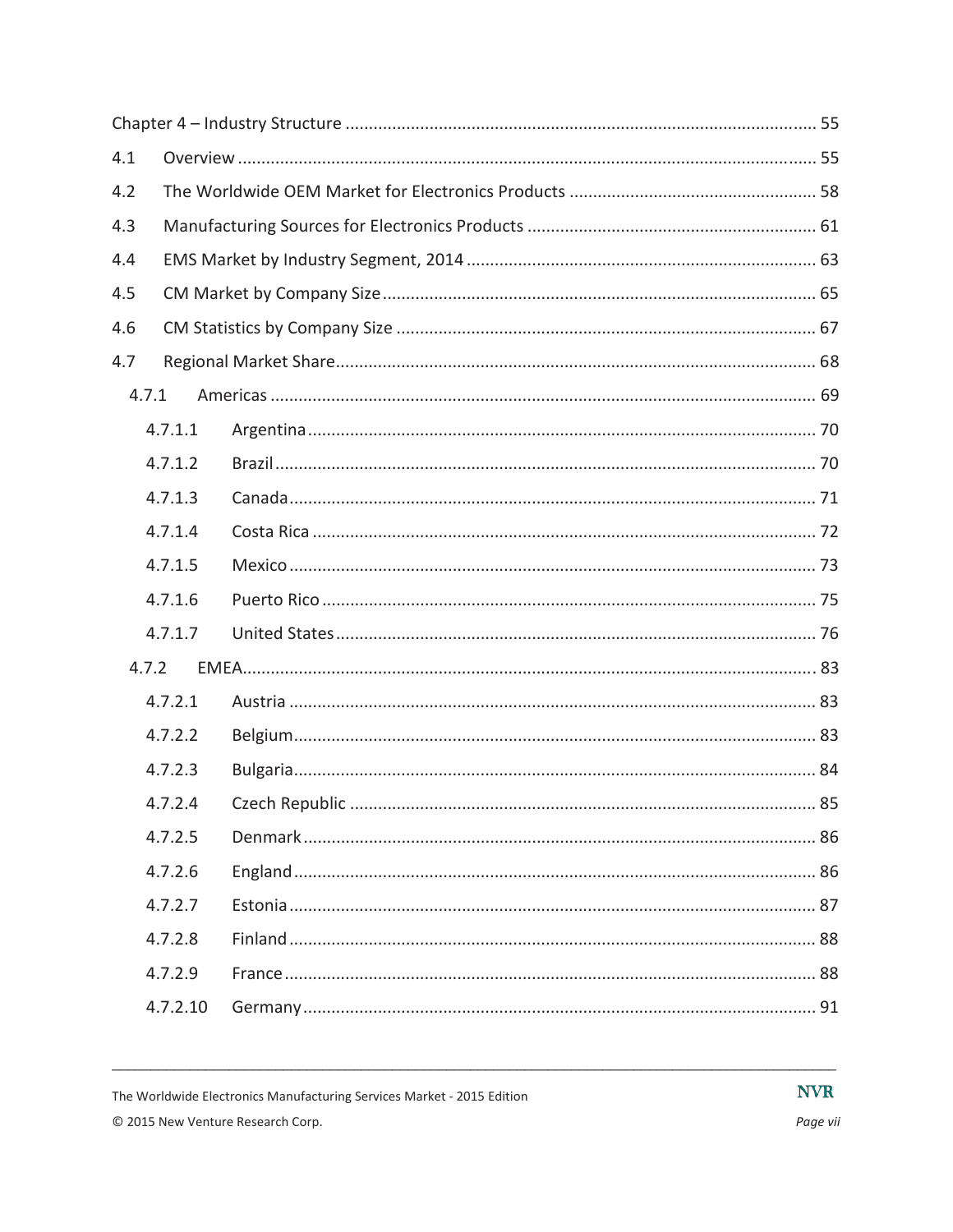Chapter 4 – Industry Structure ........................................................................................ 55

4.1 Overview ........................................................................................................ 55

4.2 The Worldwide OEM Market for Electronics Products ..................................................... 58

4.3 Manufacturing Sources for Electronics Products .............................................................. 61

4.4 EMS Market by Industry Segment, 2014 .......................................................................... 63

4.5 CM Market by Company Size ........................................................................................... 65

4.6 CM Statistics by Company Size ......................................................................................... 67

4.7 Regional Market Share ...................................................................................................... 68

4.7.1 Americas ................................................................................................................... 69

4.7.1.1 Argentina .......................................................................................................... 70

4.7.1.2 Brazil ................................................................................................................. 70

4.7.1.3 Canada .............................................................................................................. 71

4.7.1.4 Costa Rica ......................................................................................................... 72

4.7.1.5 Mexico .............................................................................................................. 73

4.7.1.6 Puerto Rico ....................................................................................................... 75

4.7.1.7 United States .................................................................................................... 76

4.7.2 EMEA ........................................................................................................................ 83

4.7.2.1 Austria .............................................................................................................. 83

4.7.2.2 Belgium ............................................................................................................. 83

4.7.2.3 Bulgaria ............................................................................................................. 84

4.7.2.4 Czech Republic .................................................................................................. 85

4.7.2.5 Denmark ........................................................................................................... 86

4.7.2.6 England ............................................................................................................. 86

4.7.2.7 Estonia .............................................................................................................. 87

4.7.2.8 Finland .............................................................................................................. 88

4.7.2.9 France ............................................................................................................... 88

4.7.2.10 Germany .......................................................................................................... 91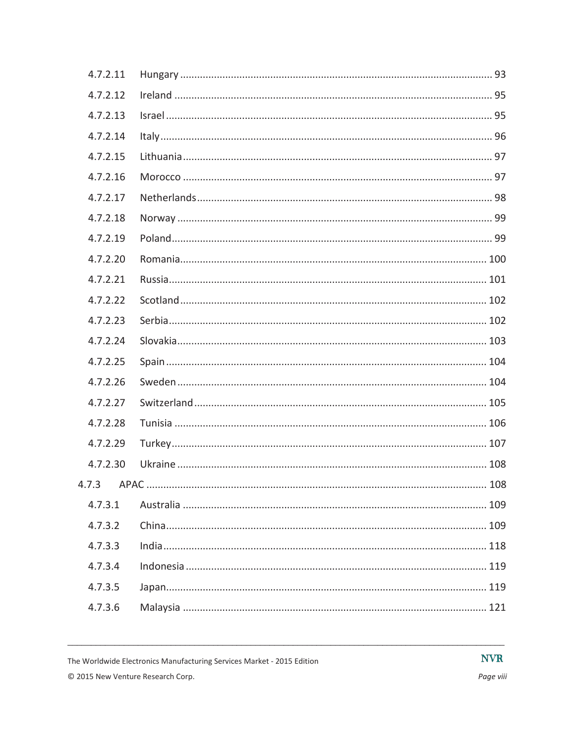4.7.2.11 Hungary ........................................................................................................ 93

4.7.2.12 Ireland ........................................................................................................ 95

4.7.2.13 Israel ........................................................................................................ 95

4.7.2.14 Italy ........................................................................................................ 96

4.7.2.15 Lithuania ........................................................................................................ 97

4.7.2.16 Morocco ........................................................................................................ 97

4.7.2.17 Netherlands ........................................................................................................ 98

4.7.2.18 Norway ........................................................................................................ 99

4.7.2.19 Poland ........................................................................................................ 99

4.7.2.20 Romania ........................................................................................................ 100

4.7.2.21 Russia ........................................................................................................ 101

4.7.2.22 Scotland ........................................................................................................ 102

4.7.2.23 Serbia ........................................................................................................ 102

4.7.2.24 Slovakia ........................................................................................................ 103

4.7.2.25 Spain ........................................................................................................ 104

4.7.2.26 Sweden ........................................................................................................ 104

4.7.2.27 Switzerland ........................................................................................................ 105

4.7.2.28 Tunisia ........................................................................................................ 106

4.7.2.29 Turkey ........................................................................................................ 107

4.7.2.30 Ukraine ........................................................................................................ 108

4.7.3 APAC ........................................................................................................ 108

4.7.3.1 Australia ........................................................................................................ 109

4.7.3.2 China ........................................................................................................ 109

4.7.3.3 India ........................................................................................................ 118

4.7.3.4 Indonesia ........................................................................................................ 119

4.7.3.5 Japan ........................................................................................................ 119

4.7.3.6 Malaysia ........................................................................................................ 121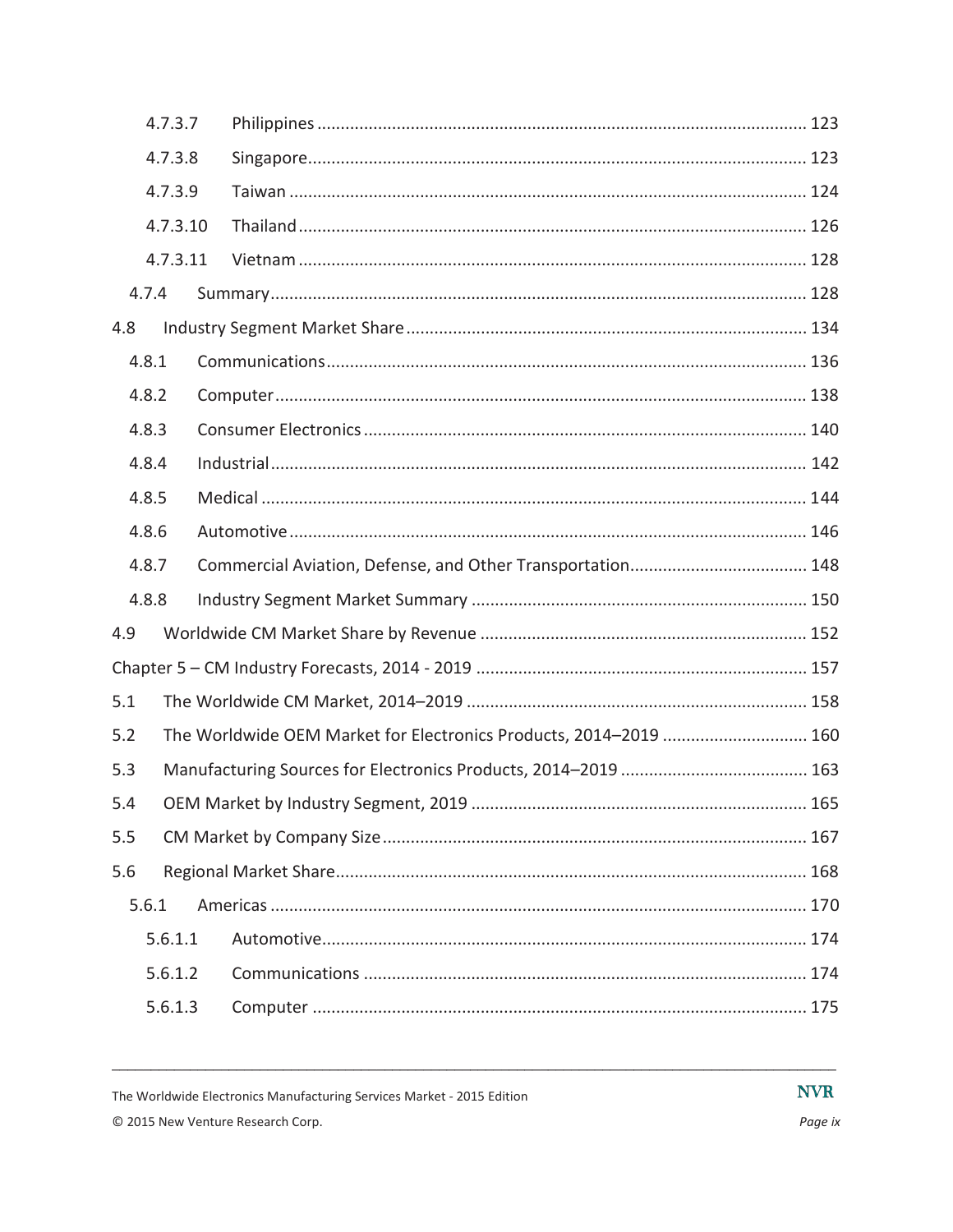4.7.3.7 Philippines ........................................................................................................ 123

4.7.3.8 Singapore.......................................................................................................... 123

4.7.3.9 Taiwan .............................................................................................................. 124

4.7.3.10 Thailand............................................................................................................ 126

4.7.3.11 Vietnam ............................................................................................................ 128

4.7.4 Summary.................................................................................................................. 128

4.8 Industry Segment Market Share ..................................................................................... 134

4.8.1 Communications...................................................................................................... 136

4.8.2 Computer................................................................................................................. 138

4.8.3 Consumer Electronics .............................................................................................. 140

4.8.4 Industrial.................................................................................................................. 142

4.8.5 Medical .................................................................................................................... 144

4.8.6 Automotive.............................................................................................................. 146

4.8.7 Commercial Aviation, Defense, and Other Transportation...................................... 148

4.8.8 Industry Segment Market Summary ....................................................................... 150

4.9 Worldwide CM Market Share by Revenue ..................................................................... 152

Chapter 5 – CM Industry Forecasts, 2014 - 2019 ...................................................................... 157

5.1 The Worldwide CM Market, 2014–2019 ........................................................................ 158

5.2 The Worldwide OEM Market for Electronics Products, 2014–2019 .............................. 160

5.3 Manufacturing Sources for Electronics Products, 2014–2019 ........................................ 163

5.4 OEM Market by Industry Segment, 2019 ....................................................................... 165

5.5 CM Market by Company Size.......................................................................................... 167

5.6 Regional Market Share.................................................................................................... 168

5.6.1 Americas .................................................................................................................. 170

5.6.1.1 Automotive....................................................................................................... 174

5.6.1.2 Communications .............................................................................................. 174

5.6.1.3 Computer ......................................................................................................... 175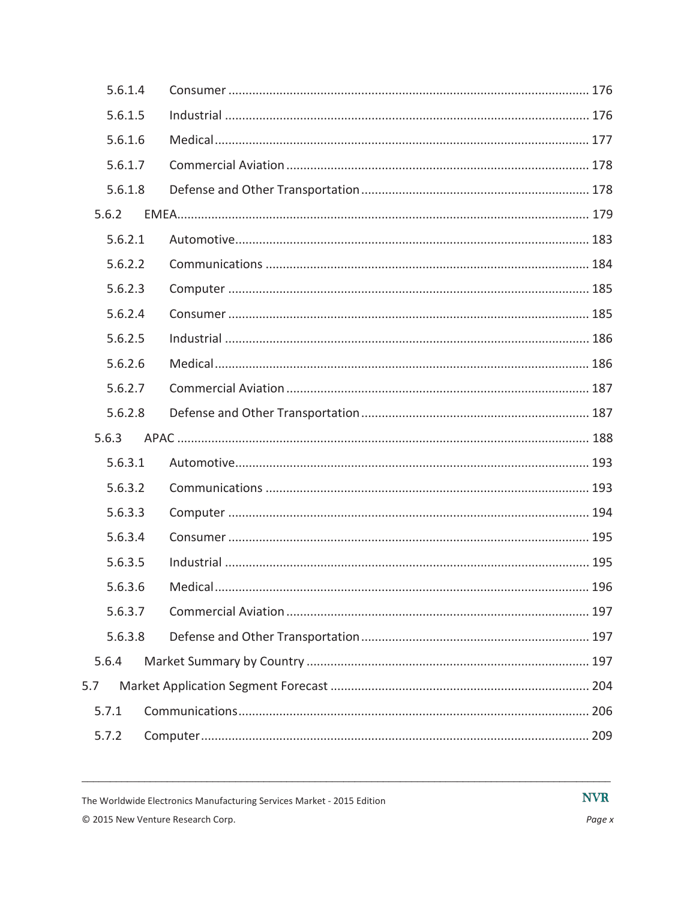5.6.1.4 Consumer ... 176

5.6.1.5 Industrial ... 176

5.6.1.6 Medical ... 177

5.6.1.7 Commercial Aviation ... 178

5.6.1.8 Defense and Other Transportation ... 178

5.6.2 EMEA ... 179

5.6.2.1 Automotive ... 183

5.6.2.2 Communications ... 184

5.6.2.3 Computer ... 185

5.6.2.4 Consumer ... 185

5.6.2.5 Industrial ... 186

5.6.2.6 Medical ... 186

5.6.2.7 Commercial Aviation ... 187

5.6.2.8 Defense and Other Transportation ... 187

5.6.3 APAC ... 188

5.6.3.1 Automotive ... 193

5.6.3.2 Communications ... 193

5.6.3.3 Computer ... 194

5.6.3.4 Consumer ... 195

5.6.3.5 Industrial ... 195

5.6.3.6 Medical ... 196

5.6.3.7 Commercial Aviation ... 197

5.6.3.8 Defense and Other Transportation ... 197

5.6.4 Market Summary by Country ... 197

5.7 Market Application Segment Forecast ... 204

5.7.1 Communications ... 206

5.7.2 Computer ... 209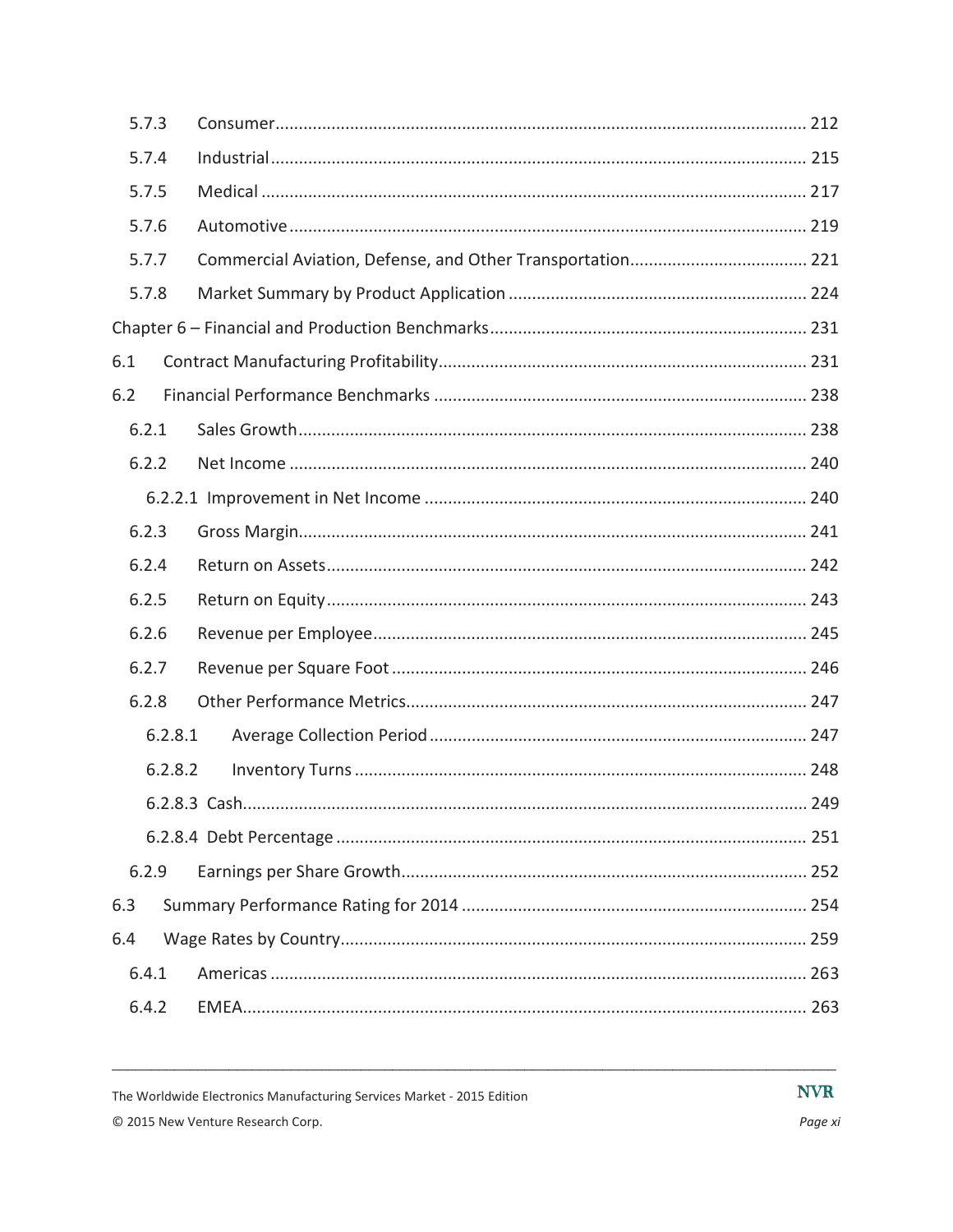5.7.3 Consumer ... 212

5.7.4 Industrial ... 215

5.7.5 Medical ... 217

5.7.6 Automotive ... 219

5.7.7 Commercial Aviation, Defense, and Other Transportation ... 221

5.7.8 Market Summary by Product Application ... 224

Chapter 6 – Financial and Production Benchmarks ... 231

6.1 Contract Manufacturing Profitability ... 231

6.2 Financial Performance Benchmarks ... 238

6.2.1 Sales Growth ... 238

6.2.2 Net Income ... 240

6.2.2.1 Improvement in Net Income ... 240

6.2.3 Gross Margin ... 241

6.2.4 Return on Assets ... 242

6.2.5 Return on Equity ... 243

6.2.6 Revenue per Employee ... 245

6.2.7 Revenue per Square Foot ... 246

6.2.8 Other Performance Metrics ... 247

6.2.8.1 Average Collection Period ... 247

6.2.8.2 Inventory Turns ... 248

6.2.8.3 Cash ... 249

6.2.8.4 Debt Percentage ... 251

6.2.9 Earnings per Share Growth ... 252

6.3 Summary Performance Rating for 2014 ... 254

6.4 Wage Rates by Country ... 259

6.4.1 Americas ... 263

6.4.2 EMEA ... 263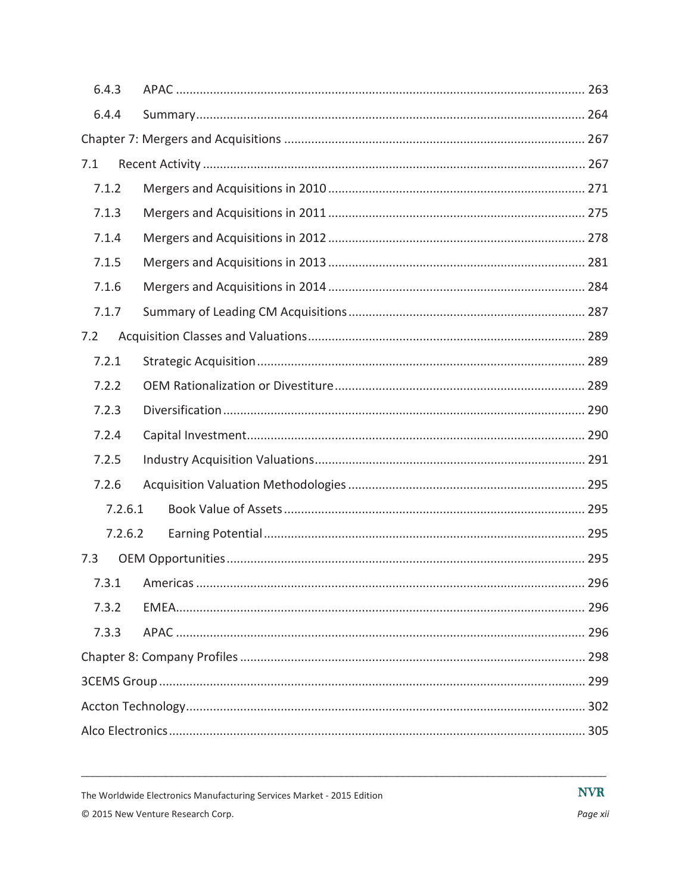6.4.3 APAC ........................................................................................................................ 263

6.4.4 Summary.................................................................................................................. 264

Chapter 7: Mergers and Acquisitions ........................................................................................ 267

7.1 Recent Activity ................................................................................................................ 267

7.1.2 Mergers and Acquisitions in 2010 ........................................................................... 271

7.1.3 Mergers and Acquisitions in 2011 ........................................................................... 275

7.1.4 Mergers and Acquisitions in 2012 ........................................................................... 278

7.1.5 Mergers and Acquisitions in 2013 ........................................................................... 281

7.1.6 Mergers and Acquisitions in 2014 ........................................................................... 284

7.1.7 Summary of Leading CM Acquisitions ..................................................................... 287

7.2 Acquisition Classes and Valuations................................................................................. 289

7.2.1 Strategic Acquisition ............................................................................................... 289

7.2.2 OEM Rationalization or Divestiture......................................................................... 289

7.2.3 Diversification ......................................................................................................... 290

7.2.4 Capital Investment.................................................................................................. 290

7.2.5 Industry Acquisition Valuations............................................................................... 291

7.2.6 Acquisition Valuation Methodologies ..................................................................... 295

7.2.6.1 Book Value of Assets ....................................................................................... 295

7.2.6.2 Earning Potential ............................................................................................. 295

7.3 OEM Opportunities......................................................................................................... 295

7.3.1 Americas ................................................................................................................. 296

7.3.2 EMEA....................................................................................................................... 296

7.3.3 APAC ....................................................................................................................... 296

Chapter 8: Company Profiles ..................................................................................................... 298

3CEMS Group ............................................................................................................................. 299

Accton Technology..................................................................................................................... 302

Alco Electronics .......................................................................................................................... 305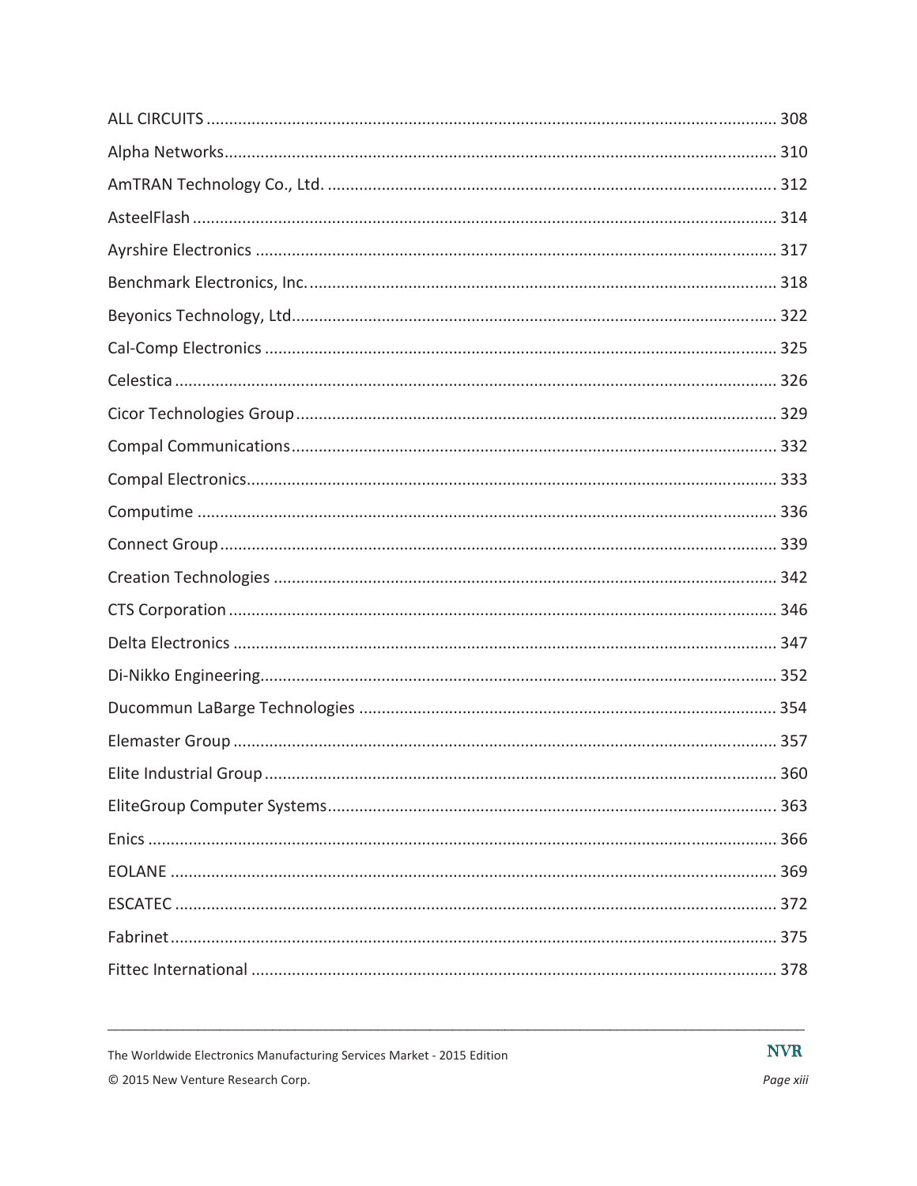ALL CIRCUITS ........................................................................................................................... 308

Alpha Networks........................................................................................................................ 310

AmTRAN Technology Co., Ltd. .................................................................................................. 312

AsteelFlash ............................................................................................................................... 314

Ayrshire Electronics .................................................................................................................. 317

Benchmark Electronics, Inc. ...................................................................................................... 318

Beyonics Technology, Ltd.......................................................................................................... 322

Cal-Comp Electronics ................................................................................................................ 325

Celestica ................................................................................................................................... 326

Cicor Technologies Group ......................................................................................................... 329

Compal Communications.......................................................................................................... 332

Compal Electronics.................................................................................................................... 333

Computime ............................................................................................................................... 336

Connect Group ......................................................................................................................... 339

Creation Technologies .............................................................................................................. 342

CTS Corporation ....................................................................................................................... 346

Delta Electronics ....................................................................................................................... 347

Di-Nikko Engineering................................................................................................................. 352

Ducommun LaBarge Technologies ........................................................................................... 354

Elemaster Group ....................................................................................................................... 357

Elite Industrial Group ................................................................................................................ 360

EliteGroup Computer Systems.................................................................................................. 363

Enics ......................................................................................................................................... 366

EOLANE ..................................................................................................................................... 369

ESCATEC .................................................................................................................................... 372

Fabrinet..................................................................................................................................... 375

Fittec International ................................................................................................................... 378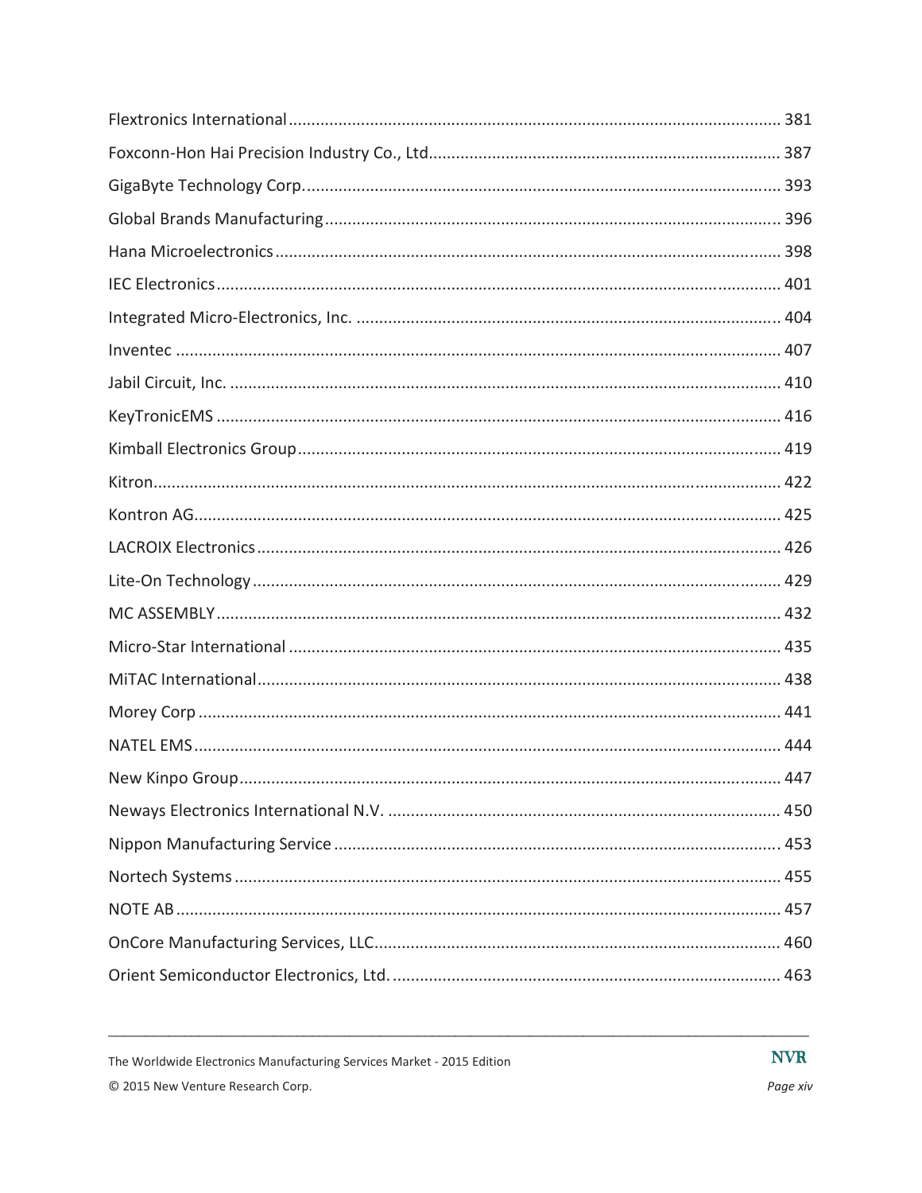Flextronics International ........................................................................................................... 381

Foxconn-Hon Hai Precision Industry Co., Ltd............................................................................ 387

GigaByte Technology Corp. ....................................................................................................... 393

Global Brands Manufacturing ................................................................................................... 396

Hana Microelectronics .............................................................................................................. 398

IEC Electronics .......................................................................................................................... 401

Integrated Micro-Electronics, Inc. ............................................................................................ 404

Inventec .................................................................................................................................... 407

Jabil Circuit, Inc. ........................................................................................................................ 410

KeyTronicEMS ........................................................................................................................... 416

Kimball Electronics Group ......................................................................................................... 419

Kitron......................................................................................................................................... 422

Kontron AG................................................................................................................................ 425

LACROIX Electronics ................................................................................................................. 426

Lite-On Technology ................................................................................................................... 429

MC ASSEMBLY .......................................................................................................................... 432

Micro-Star International ........................................................................................................... 435

MiTAC International.................................................................................................................. 438

Morey Corp ............................................................................................................................... 441

NATEL EMS ................................................................................................................................ 444

New Kinpo Group...................................................................................................................... 447

Neways Electronics International N.V. ..................................................................................... 450

Nippon Manufacturing Service ................................................................................................. 453

Nortech Systems ....................................................................................................................... 455

NOTE AB .................................................................................................................................... 457

OnCore Manufacturing Services, LLC......................................................................................... 460

Orient Semiconductor Electronics, Ltd. ..................................................................................... 463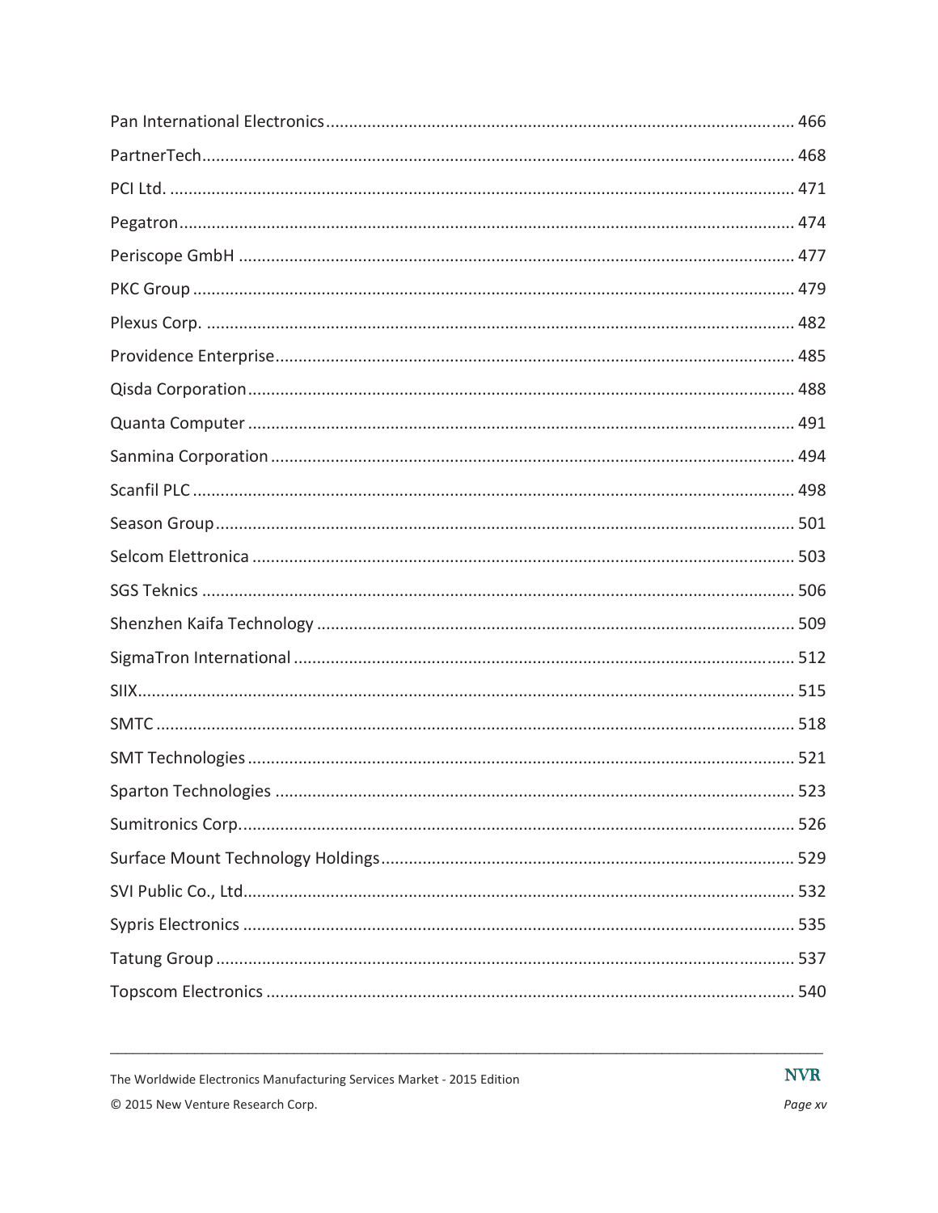Pan International Electronics ........................................................................................................ 466

PartnerTech........................................................................................................................ 468

PCI Ltd. .............................................................................................................................. 471

Pegatron............................................................................................................................. 474

Periscope GmbH ................................................................................................................ 477

PKC Group ......................................................................................................................... 479

Plexus Corp. ....................................................................................................................... 482

Providence Enterprise......................................................................................................... 485

Qisda Corporation............................................................................................................... 488

Quanta Computer ............................................................................................................... 491

Sanmina Corporation .......................................................................................................... 494

Scanfil PLC ......................................................................................................................... 498

Season Group...................................................................................................................... 501

Selcom Elettronica .............................................................................................................. 503

SGS Teknics ........................................................................................................................ 506

Shenzhen Kaifa Technology ............................................................................................... 509

SigmaTron International ..................................................................................................... 512

SIIX..................................................................................................................................... 515

SMTC .................................................................................................................................. 518

SMT Technologies.............................................................................................................. 521

Sparton Technologies ......................................................................................................... 523

Sumitronics Corp................................................................................................................. 526

Surface Mount Technology Holdings.................................................................................. 529

SVI Public Co., Ltd.............................................................................................................. 532

Sypris Electronics ............................................................................................................... 535

Tatung Group ...................................................................................................................... 537

Topscom Electronics .......................................................................................................... 540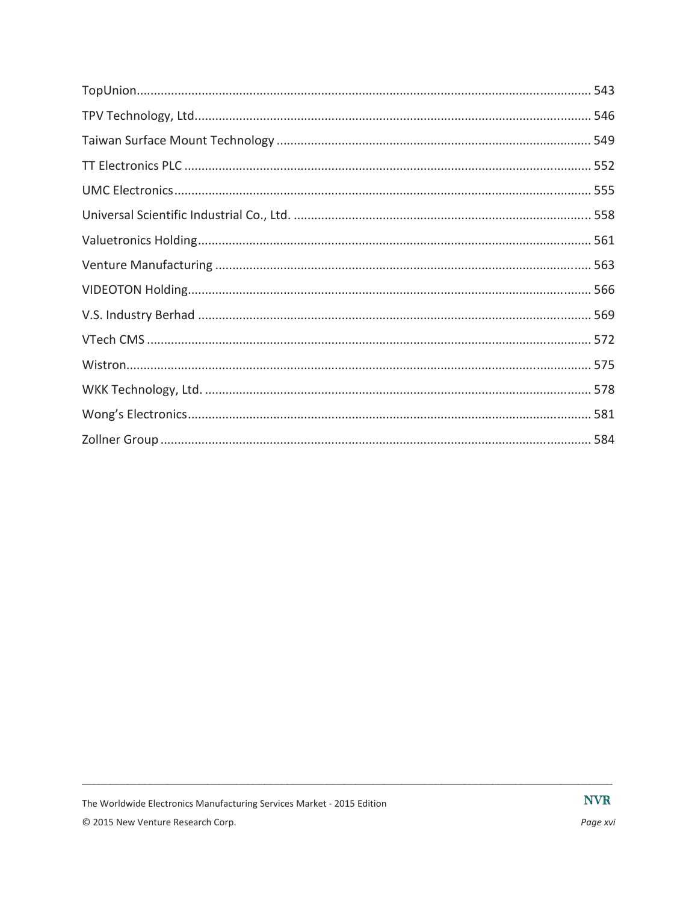TopUnion.................................................................................................................................. 543

TPV Technology, Ltd.................................................................................................................. 546

Taiwan Surface Mount Technology ........................................................................................... 549

TT Electronics PLC ..................................................................................................................... 552

UMC Electronics......................................................................................................................... 555

Universal Scientific Industrial Co., Ltd. ..................................................................................... 558

Valuetronics Holding.................................................................................................................. 561

Venture Manufacturing ............................................................................................................ 563

VIDEOTON Holding..................................................................................................................... 566

V.S. Industry Berhad .................................................................................................................. 569

VTech CMS ................................................................................................................................. 572

Wistron....................................................................................................................................... 575

WKK Technology, Ltd. ................................................................................................................ 578

Wong's Electronics..................................................................................................................... 581

Zollner Group ............................................................................................................................ 584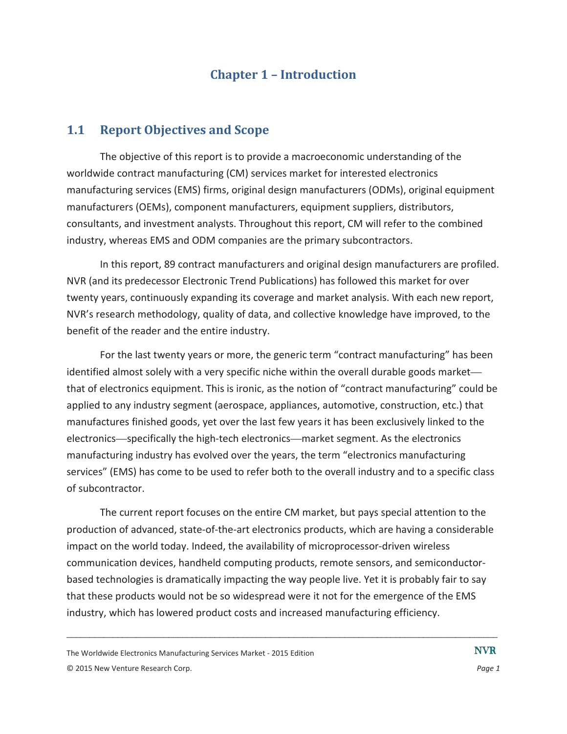# Chapter 1 – Introduction

## 1.1 Report Objectives and Scope

The objective of this report is to provide a macroeconomic understanding of the worldwide contract manufacturing (CM) services market for interested electronics manufacturing services (EMS) firms, original design manufacturers (ODMs), original equipment manufacturers (OEMs), component manufacturers, equipment suppliers, distributors, consultants, and investment analysts. Throughout this report, CM will refer to the combined industry, whereas EMS and ODM companies are the primary subcontractors.

In this report, 89 contract manufacturers and original design manufacturers are profiled. NVR (and its predecessor Electronic Trend Publications) has followed this market for over twenty years, continuously expanding its coverage and market analysis. With each new report, NVR's research methodology, quality of data, and collective knowledge have improved, to the benefit of the reader and the entire industry.

For the last twenty years or more, the generic term "contract manufacturing" has been identified almost solely with a very specific niche within the overall durable goods market—that of electronics equipment. This is ironic, as the notion of "contract manufacturing" could be applied to any industry segment (aerospace, appliances, automotive, construction, etc.) that manufactures finished goods, yet over the last few years it has been exclusively linked to the electronics—specifically the high-tech electronics—market segment. As the electronics manufacturing industry has evolved over the years, the term "electronics manufacturing services" (EMS) has come to be used to refer both to the overall industry and to a specific class of subcontractor.

The current report focuses on the entire CM market, but pays special attention to the production of advanced, state-of-the-art electronics products, which are having a considerable impact on the world today. Indeed, the availability of microprocessor-driven wireless communication devices, handheld computing products, remote sensors, and semiconductor-based technologies is dramatically impacting the way people live. Yet it is probably fair to say that these products would not be so widespread were it not for the emergence of the EMS industry, which has lowered product costs and increased manufacturing efficiency.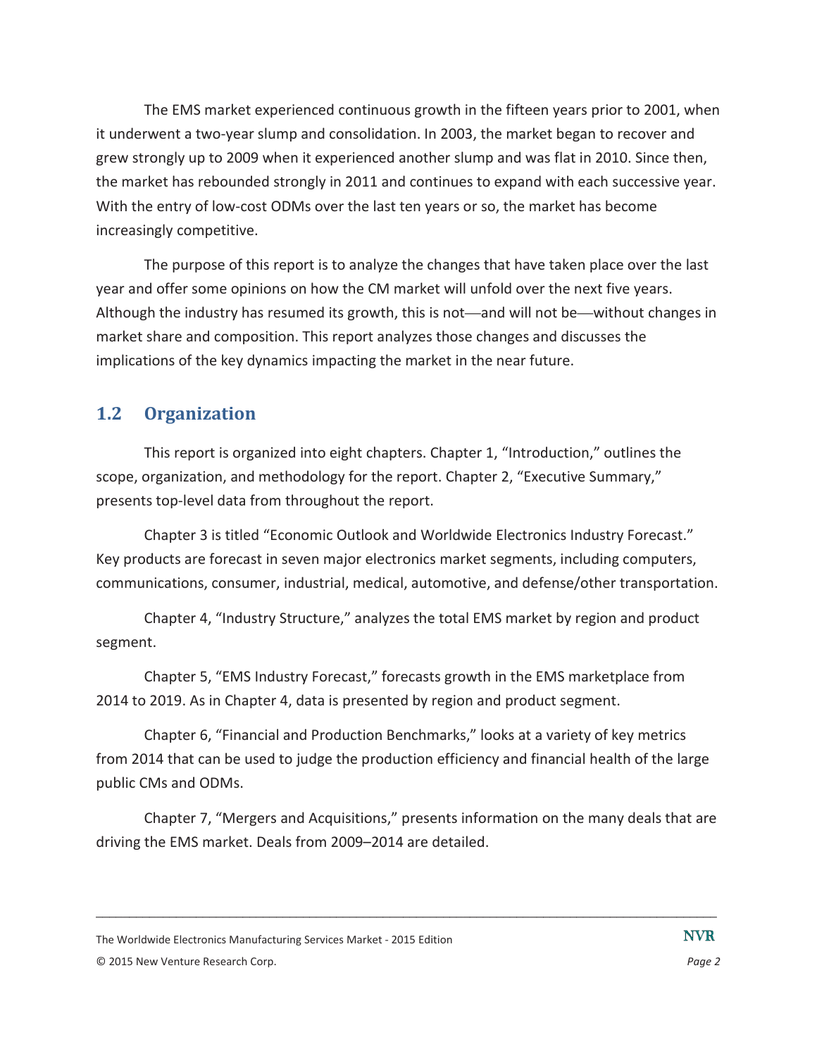The EMS market experienced continuous growth in the fifteen years prior to 2001, when it underwent a two-year slump and consolidation. In 2003, the market began to recover and grew strongly up to 2009 when it experienced another slump and was flat in 2010. Since then, the market has rebounded strongly in 2011 and continues to expand with each successive year. With the entry of low-cost ODMs over the last ten years or so, the market has become increasingly competitive.

The purpose of this report is to analyze the changes that have taken place over the last year and offer some opinions on how the CM market will unfold over the next five years. Although the industry has resumed its growth, this is not—and will not be—without changes in market share and composition. This report analyzes those changes and discusses the implications of the key dynamics impacting the market in the near future.

## 1.2 Organization

This report is organized into eight chapters. Chapter 1, "Introduction," outlines the scope, organization, and methodology for the report. Chapter 2, "Executive Summary," presents top-level data from throughout the report.

Chapter 3 is titled "Economic Outlook and Worldwide Electronics Industry Forecast." Key products are forecast in seven major electronics market segments, including computers, communications, consumer, industrial, medical, automotive, and defense/other transportation.

Chapter 4, "Industry Structure," analyzes the total EMS market by region and product segment.

Chapter 5, "EMS Industry Forecast," forecasts growth in the EMS marketplace from 2014 to 2019. As in Chapter 4, data is presented by region and product segment.

Chapter 6, "Financial and Production Benchmarks," looks at a variety of key metrics from 2014 that can be used to judge the production efficiency and financial health of the large public CMs and ODMs.

Chapter 7, "Mergers and Acquisitions," presents information on the many deals that are driving the EMS market. Deals from 2009–2014 are detailed.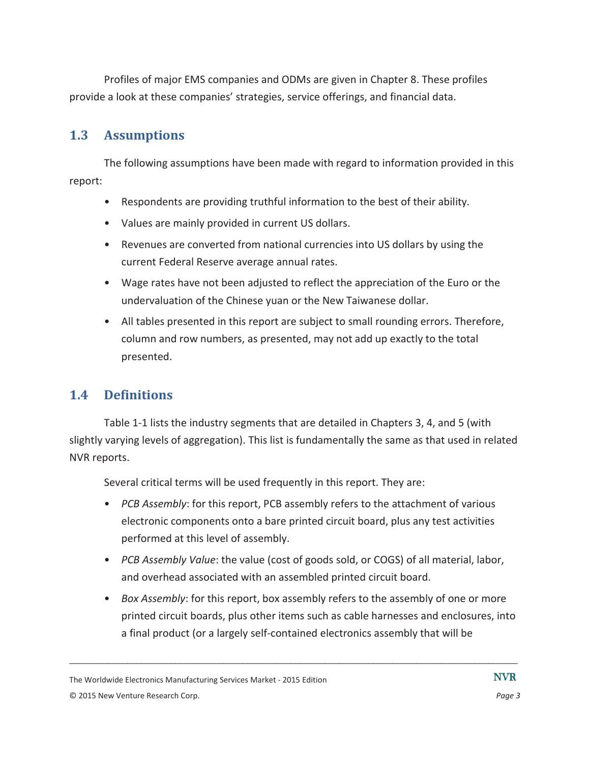Profiles of major EMS companies and ODMs are given in Chapter 8. These profiles provide a look at these companies' strategies, service offerings, and financial data.

## 1.3 Assumptions

The following assumptions have been made with regard to information provided in this report:

- Respondents are providing truthful information to the best of their ability.
- Values are mainly provided in current US dollars.
- Revenues are converted from national currencies into US dollars by using the current Federal Reserve average annual rates.
- Wage rates have not been adjusted to reflect the appreciation of the Euro or the undervaluation of the Chinese yuan or the New Taiwanese dollar.
- All tables presented in this report are subject to small rounding errors. Therefore, column and row numbers, as presented, may not add up exactly to the total presented.

## 1.4 Definitions

Table 1-1 lists the industry segments that are detailed in Chapters 3, 4, and 5 (with slightly varying levels of aggregation). This list is fundamentally the same as that used in related NVR reports.

Several critical terms will be used frequently in this report. They are:

- *PCB Assembly*: for this report, PCB assembly refers to the attachment of various electronic components onto a bare printed circuit board, plus any test activities performed at this level of assembly.
- *PCB Assembly Value*: the value (cost of goods sold, or COGS) of all material, labor, and overhead associated with an assembled printed circuit board.
- *Box Assembly*: for this report, box assembly refers to the assembly of one or more printed circuit boards, plus other items such as cable harnesses and enclosures, into a final product (or a largely self-contained electronics assembly that will be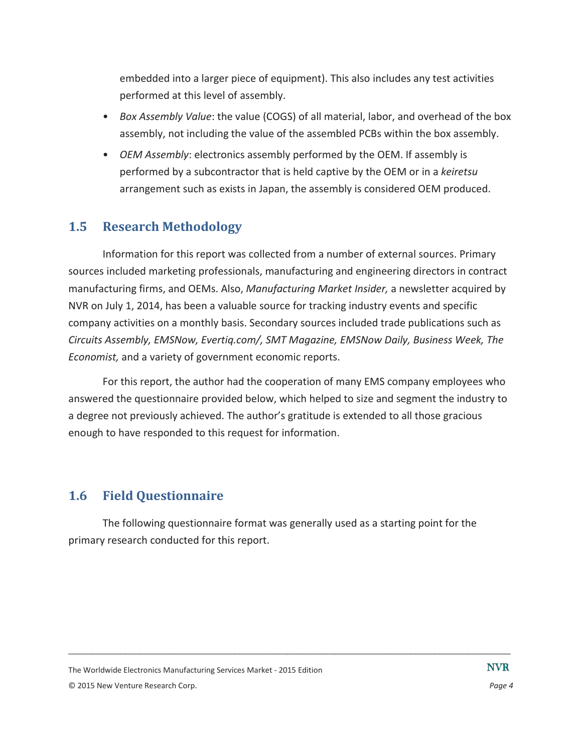embedded into a larger piece of equipment). This also includes any test activities performed at this level of assembly.

- *Box Assembly Value*: the value (COGS) of all material, labor, and overhead of the box assembly, not including the value of the assembled PCBs within the box assembly.
- *OEM Assembly*: electronics assembly performed by the OEM. If assembly is performed by a subcontractor that is held captive by the OEM or in a *keiretsu* arrangement such as exists in Japan, the assembly is considered OEM produced.

## 1.5 Research Methodology

Information for this report was collected from a number of external sources. Primary sources included marketing professionals, manufacturing and engineering directors in contract manufacturing firms, and OEMs. Also, *Manufacturing Market Insider,* a newsletter acquired by NVR on July 1, 2014, has been a valuable source for tracking industry events and specific company activities on a monthly basis. Secondary sources included trade publications such as *Circuits Assembly, EMSNow, Evertiq.com/, SMT Magazine, EMSNow Daily, Business Week, The Economist,* and a variety of government economic reports.

For this report, the author had the cooperation of many EMS company employees who answered the questionnaire provided below, which helped to size and segment the industry to a degree not previously achieved. The author's gratitude is extended to all those gracious enough to have responded to this request for information.

## 1.6 Field Questionnaire

The following questionnaire format was generally used as a starting point for the primary research conducted for this report.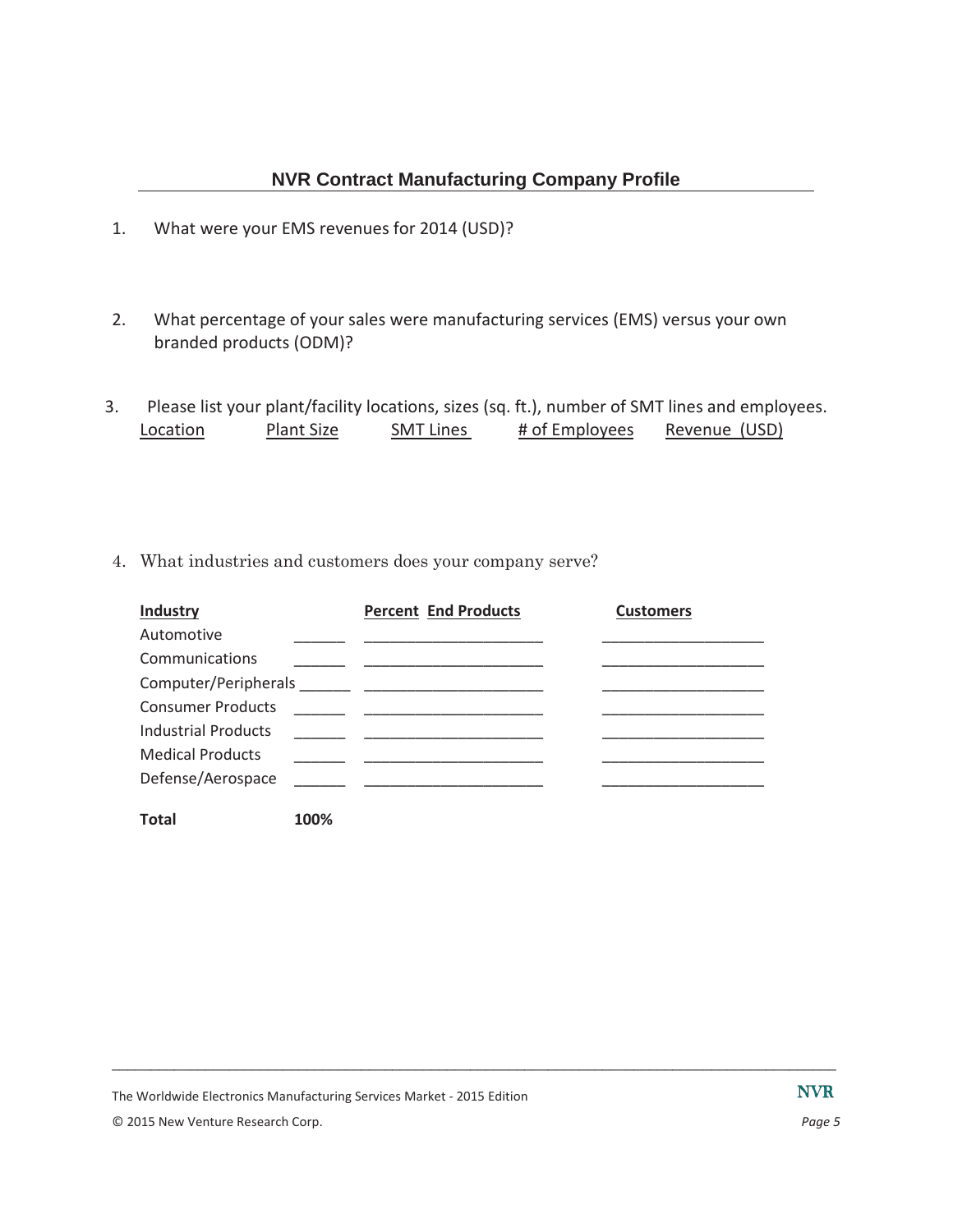## NVR Contract Manufacturing Company Profile

1. What were your EMS revenues for 2014 (USD)?

2. What percentage of your sales were manufacturing services (EMS) versus your own branded products (ODM)?

3. Please list your plant/facility locations, sizes (sq. ft.), number of SMT lines and employees.

| Location | Plant Size | SMT Lines | # of Employees | Revenue (USD) |
|---|---|---|---|---|
| | | | | |

4. What industries and customers does your company serve?

| Industry | Percent | End Products | Customers |
|---|---|---|---|
| Automotive | ______ | ____________________ | __________________ |
| Communications | ______ | ____________________ | __________________ |
| Computer/Peripherals | ______ | ____________________ | __________________ |
| Consumer Products | ______ | ____________________ | __________________ |
| Industrial Products | ______ | ____________________ | __________________ |
| Medical Products | ______ | ____________________ | __________________ |
| Defense/Aerospace | ______ | ____________________ | __________________ |
| **Total** | **100%** | | |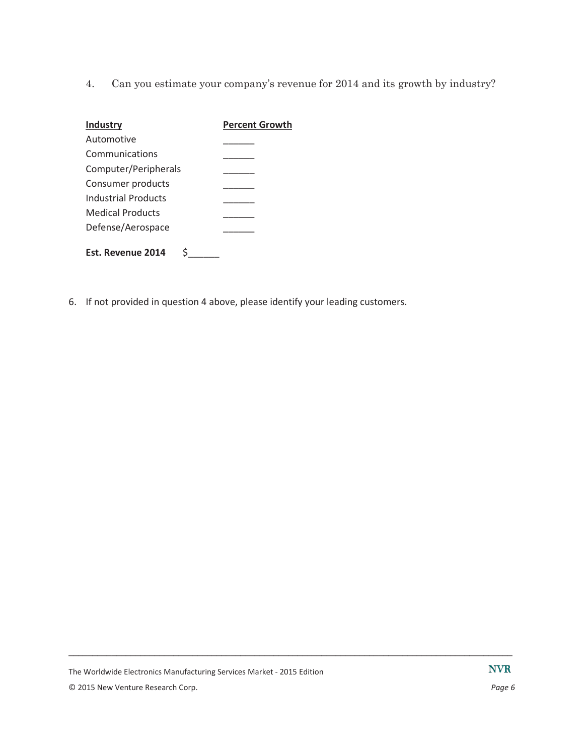4. Can you estimate your company's revenue for 2014 and its growth by industry?

| Industry | Percent Growth |
| --- | --- |
| Automotive | ______ |
| Communications | ______ |
| Computer/Peripherals | ______ |
| Consumer products | ______ |
| Industrial Products | ______ |
| Medical Products | ______ |
| Defense/Aerospace | ______ |

**Est. Revenue 2014** $______

6. If not provided in question 4 above, please identify your leading customers.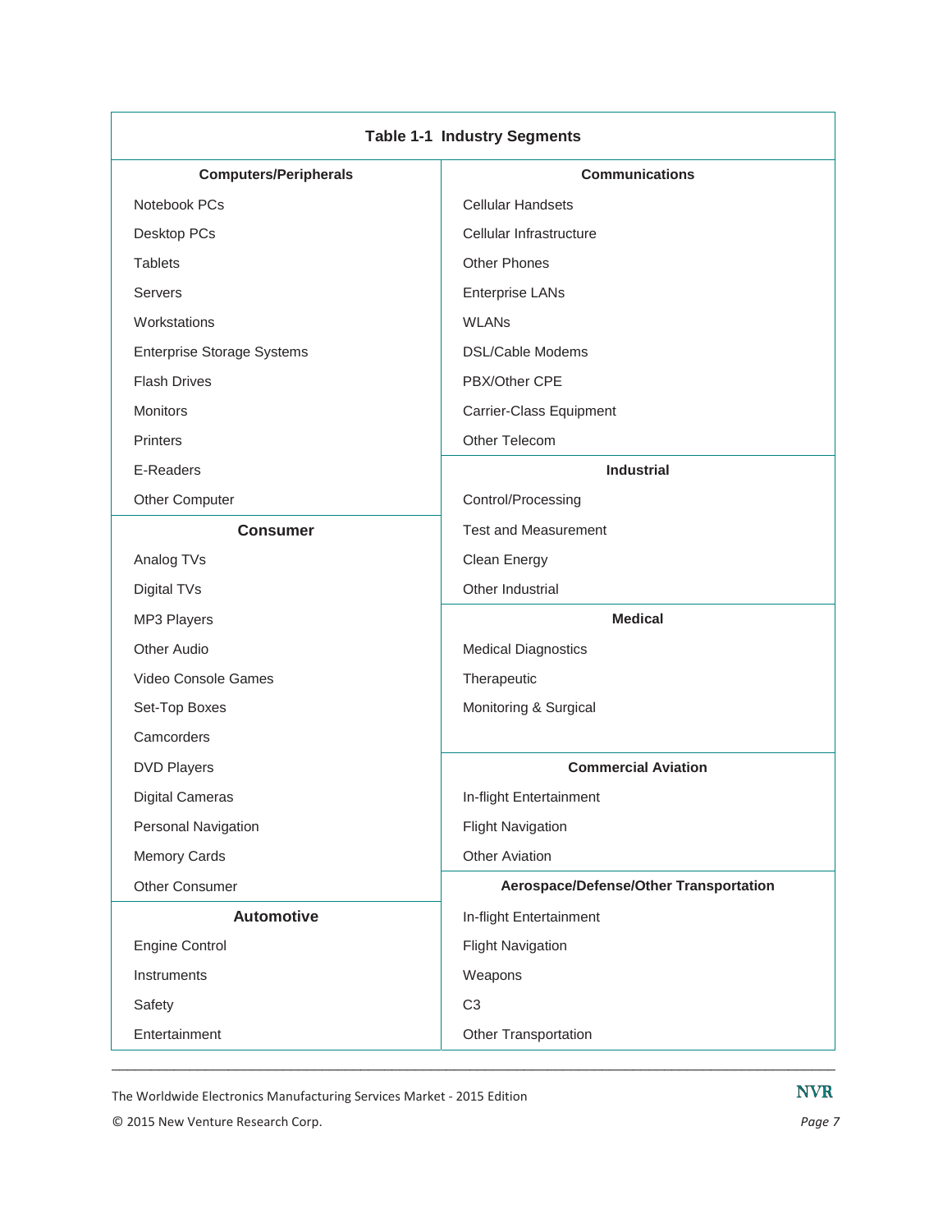**Table 1-1 Industry Segments**

| | |
|---|---|
| **Computers/Peripherals** | **Communications** |
| Notebook PCs | Cellular Handsets |
| Desktop PCs | Cellular Infrastructure |
| Tablets | Other Phones |
| Servers | Enterprise LANs |
| Workstations | WLANs |
| Enterprise Storage Systems | DSL/Cable Modems |
| Flash Drives | PBX/Other CPE |
| Monitors | Carrier-Class Equipment |
| Printers | Other Telecom |
| E-Readers | **Industrial** |
| Other Computer | Control/Processing |
| **Consumer** | Test and Measurement |
| Analog TVs | Clean Energy |
| Digital TVs | Other Industrial |
| MP3 Players | **Medical** |
| Other Audio | Medical Diagnostics |
| Video Console Games | Therapeutic |
| Set-Top Boxes | Monitoring & Surgical |
| Camcorders | |
| DVD Players | **Commercial Aviation** |
| Digital Cameras | In-flight Entertainment |
| Personal Navigation | Flight Navigation |
| Memory Cards | Other Aviation |
| Other Consumer | **Aerospace/Defense/Other Transportation** |
| **Automotive** | In-flight Entertainment |
| Engine Control | Flight Navigation |
| Instruments | Weapons |
| Safety | C3 |
| Entertainment | Other Transportation |